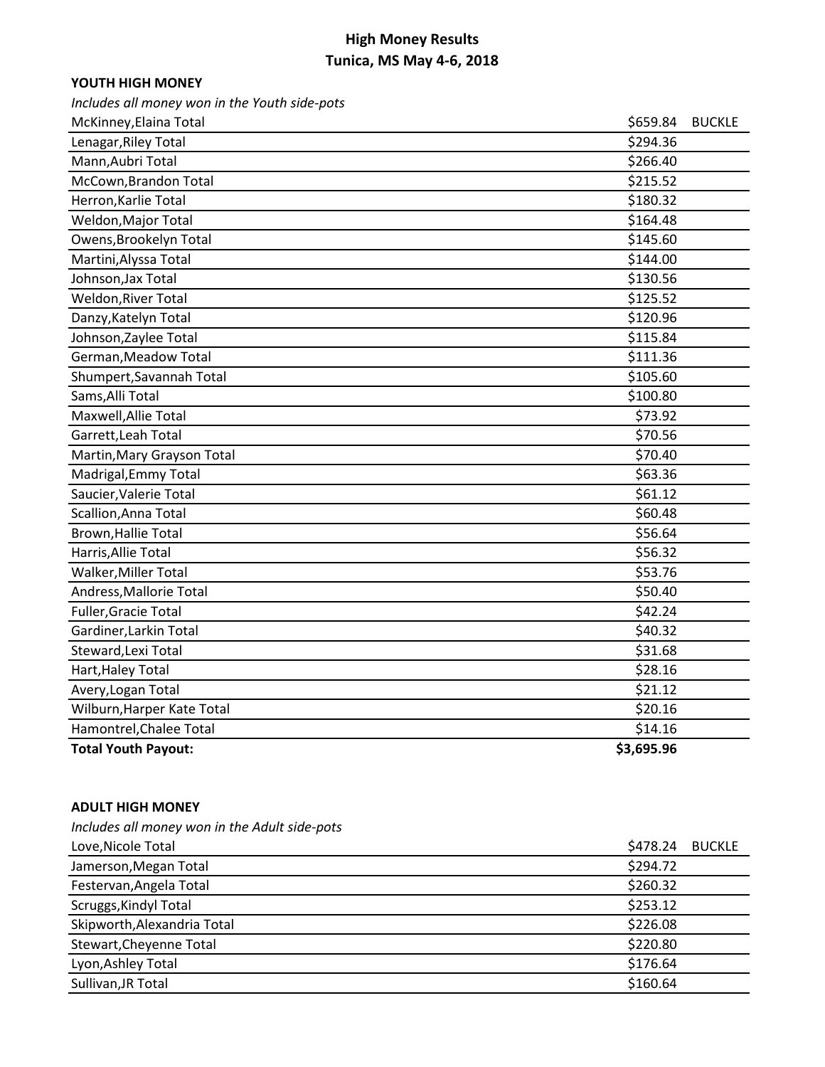# High Money Results
## Tunica, MS May 4-6, 2018

### YOUTH HIGH MONEY

*Includes all money won in the Youth side-pots*

| Name | Amount | |
|---|---|---|
| McKinney,Elaina Total | $659.84 | BUCKLE |
| Lenagar,Riley Total | $294.36 | |
| Mann,Aubri Total | $266.40 | |
| McCown,Brandon Total | $215.52 | |
| Herron,Karlie Total | $180.32 | |
| Weldon,Major Total | $164.48 | |
| Owens,Brookelyn Total | $145.60 | |
| Martini,Alyssa Total | $144.00 | |
| Johnson,Jax Total | $130.56 | |
| Weldon,River Total | $125.52 | |
| Danzy,Katelyn Total | $120.96 | |
| Johnson,Zaylee Total | $115.84 | |
| German,Meadow Total | $111.36 | |
| Shumpert,Savannah Total | $105.60 | |
| Sams,Alli Total | $100.80 | |
| Maxwell,Allie Total | $73.92 | |
| Garrett,Leah Total | $70.56 | |
| Martin,Mary Grayson Total | $70.40 | |
| Madrigal,Emmy Total | $63.36 | |
| Saucier,Valerie Total | $61.12 | |
| Scallion,Anna Total | $60.48 | |
| Brown,Hallie Total | $56.64 | |
| Harris,Allie Total | $56.32 | |
| Walker,Miller Total | $53.76 | |
| Andress,Mallorie Total | $50.40 | |
| Fuller,Gracie Total | $42.24 | |
| Gardiner,Larkin Total | $40.32 | |
| Steward,Lexi Total | $31.68 | |
| Hart,Haley Total | $28.16 | |
| Avery,Logan Total | $21.12 | |
| Wilburn,Harper Kate Total | $20.16 | |
| Hamontrel,Chalee Total | $14.16 | |
| **Total Youth Payout:** | **$3,695.96** | |

### ADULT HIGH MONEY

*Includes all money won in the Adult side-pots*

| Name | Amount | |
|---|---|---|
| Love,Nicole Total | $478.24 | BUCKLE |
| Jamerson,Megan Total | $294.72 | |
| Festervan,Angela Total | $260.32 | |
| Scruggs,Kindyl Total | $253.12 | |
| Skipworth,Alexandria Total | $226.08 | |
| Stewart,Cheyenne Total | $220.80 | |
| Lyon,Ashley Total | $176.64 | |
| Sullivan,JR Total | $160.64 | |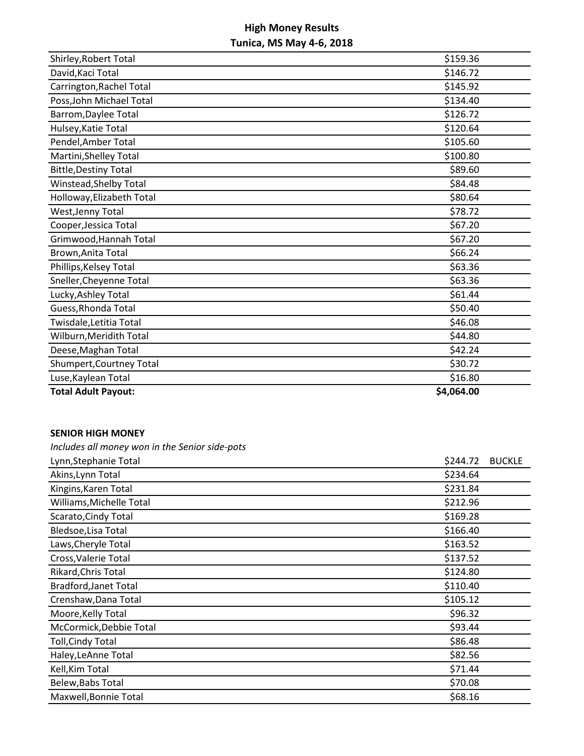# High Money Results
## Tunica, MS May 4-6, 2018

| | |
|---|---|
| Shirley,Robert Total | $159.36 |
| David,Kaci Total | $146.72 |
| Carrington,Rachel Total | $145.92 |
| Poss,John Michael Total | $134.40 |
| Barrom,Daylee Total | $126.72 |
| Hulsey,Katie Total | $120.64 |
| Pendel,Amber Total | $105.60 |
| Martini,Shelley Total | $100.80 |
| Bittle,Destiny Total | $89.60 |
| Winstead,Shelby Total | $84.48 |
| Holloway,Elizabeth Total | $80.64 |
| West,Jenny Total | $78.72 |
| Cooper,Jessica Total | $67.20 |
| Grimwood,Hannah Total | $67.20 |
| Brown,Anita Total | $66.24 |
| Phillips,Kelsey Total | $63.36 |
| Sneller,Cheyenne Total | $63.36 |
| Lucky,Ashley Total | $61.44 |
| Guess,Rhonda Total | $50.40 |
| Twisdale,Letitia Total | $46.08 |
| Wilburn,Meridith Total | $44.80 |
| Deese,Maghan Total | $42.24 |
| Shumpert,Courtney Total | $30.72 |
| Luse,Kaylean Total | $16.80 |
| **Total Adult Payout:** | **$4,064.00** |

**SENIOR HIGH MONEY**

*Includes all money won in the Senior side-pots*

| | | |
|---|---|---|
| Lynn,Stephanie Total | $244.72 | BUCKLE |
| Akins,Lynn Total | $234.64 | |
| Kingins,Karen Total | $231.84 | |
| Williams,Michelle Total | $212.96 | |
| Scarato,Cindy Total | $169.28 | |
| Bledsoe,Lisa Total | $166.40 | |
| Laws,Cheryle Total | $163.52 | |
| Cross,Valerie Total | $137.52 | |
| Rikard,Chris Total | $124.80 | |
| Bradford,Janet Total | $110.40 | |
| Crenshaw,Dana Total | $105.12 | |
| Moore,Kelly Total | $96.32 | |
| McCormick,Debbie Total | $93.44 | |
| Toll,Cindy Total | $86.48 | |
| Haley,LeAnne Total | $82.56 | |
| Kell,Kim Total | $71.44 | |
| Belew,Babs Total | $70.08 | |
| Maxwell,Bonnie Total | $68.16 | |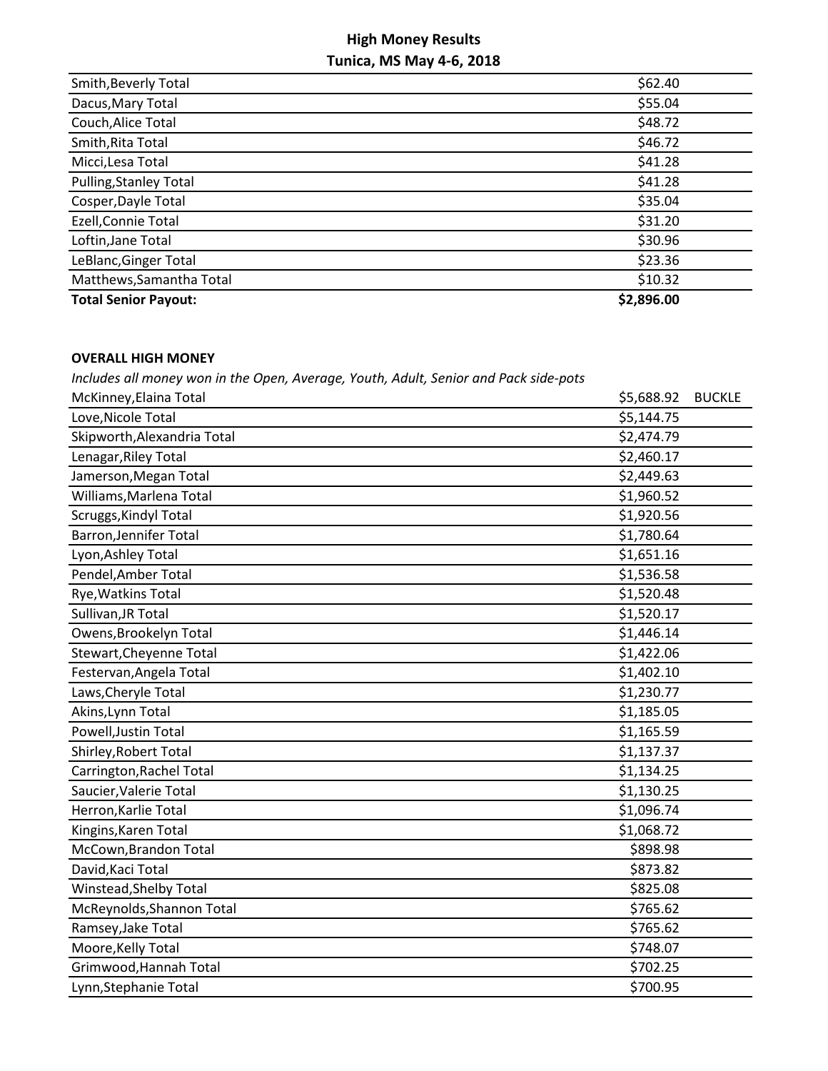# High Money Results
## Tunica, MS May 4-6, 2018

| | |
|---|---|
| Smith,Beverly Total | $62.40 |
| Dacus,Mary Total | $55.04 |
| Couch,Alice Total | $48.72 |
| Smith,Rita Total | $46.72 |
| Micci,Lesa Total | $41.28 |
| Pulling,Stanley Total | $41.28 |
| Cosper,Dayle Total | $35.04 |
| Ezell,Connie Total | $31.20 |
| Loftin,Jane Total | $30.96 |
| LeBlanc,Ginger Total | $23.36 |
| Matthews,Samantha Total | $10.32 |
| **Total Senior Payout:** | **$2,896.00** |

**OVERALL HIGH MONEY**

*Includes all money won in the Open, Average, Youth, Adult, Senior and Pack side-pots*

| | | |
|---|---|---|
| McKinney,Elaina Total | $5,688.92 | BUCKLE |
| Love,Nicole Total | $5,144.75 | |
| Skipworth,Alexandria Total | $2,474.79 | |
| Lenagar,Riley Total | $2,460.17 | |
| Jamerson,Megan Total | $2,449.63 | |
| Williams,Marlena Total | $1,960.52 | |
| Scruggs,Kindyl Total | $1,920.56 | |
| Barron,Jennifer Total | $1,780.64 | |
| Lyon,Ashley Total | $1,651.16 | |
| Pendel,Amber Total | $1,536.58 | |
| Rye,Watkins Total | $1,520.48 | |
| Sullivan,JR Total | $1,520.17 | |
| Owens,Brookelyn Total | $1,446.14 | |
| Stewart,Cheyenne Total | $1,422.06 | |
| Festervan,Angela Total | $1,402.10 | |
| Laws,Cheryle Total | $1,230.77 | |
| Akins,Lynn Total | $1,185.05 | |
| Powell,Justin Total | $1,165.59 | |
| Shirley,Robert Total | $1,137.37 | |
| Carrington,Rachel Total | $1,134.25 | |
| Saucier,Valerie Total | $1,130.25 | |
| Herron,Karlie Total | $1,096.74 | |
| Kingins,Karen Total | $1,068.72 | |
| McCown,Brandon Total | $898.98 | |
| David,Kaci Total | $873.82 | |
| Winstead,Shelby Total | $825.08 | |
| McReynolds,Shannon Total | $765.62 | |
| Ramsey,Jake Total | $765.62 | |
| Moore,Kelly Total | $748.07 | |
| Grimwood,Hannah Total | $702.25 | |
| Lynn,Stephanie Total | $700.95 | |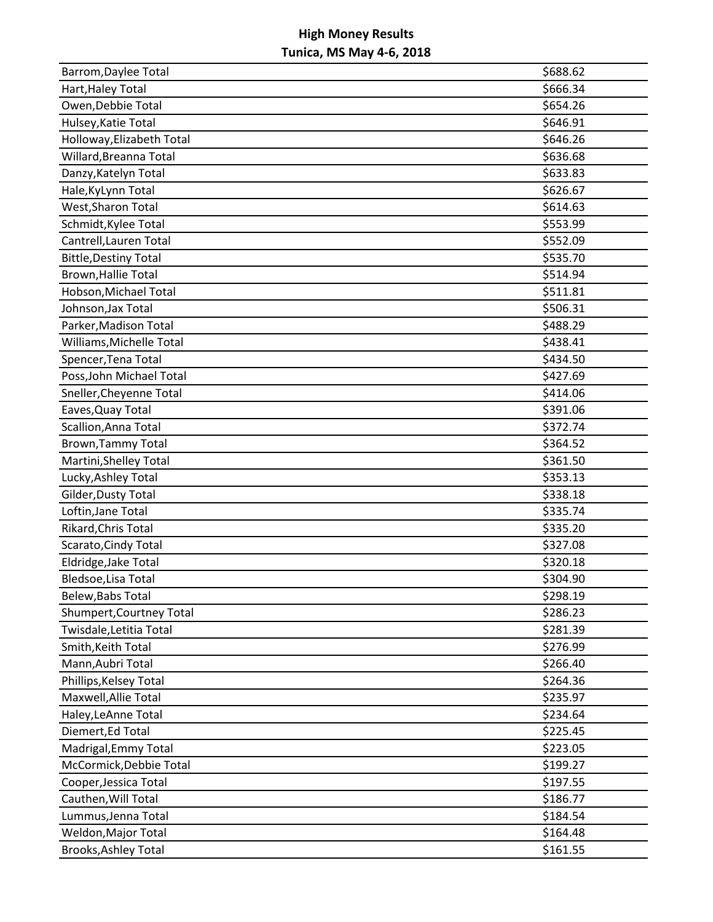**High Money Results**
**Tunica, MS May 4-6, 2018**

| | |
|---|---|
| Barrom,Daylee Total | $688.62 |
| Hart,Haley Total | $666.34 |
| Owen,Debbie Total | $654.26 |
| Hulsey,Katie Total | $646.91 |
| Holloway,Elizabeth Total | $646.26 |
| Willard,Breanna Total | $636.68 |
| Danzy,Katelyn Total | $633.83 |
| Hale,KyLynn Total | $626.67 |
| West,Sharon Total | $614.63 |
| Schmidt,Kylee Total | $553.99 |
| Cantrell,Lauren Total | $552.09 |
| Bittle,Destiny Total | $535.70 |
| Brown,Hallie Total | $514.94 |
| Hobson,Michael Total | $511.81 |
| Johnson,Jax Total | $506.31 |
| Parker,Madison Total | $488.29 |
| Williams,Michelle Total | $438.41 |
| Spencer,Tena Total | $434.50 |
| Poss,John Michael Total | $427.69 |
| Sneller,Cheyenne Total | $414.06 |
| Eaves,Quay Total | $391.06 |
| Scallion,Anna Total | $372.74 |
| Brown,Tammy Total | $364.52 |
| Martini,Shelley Total | $361.50 |
| Lucky,Ashley Total | $353.13 |
| Gilder,Dusty Total | $338.18 |
| Loftin,Jane Total | $335.74 |
| Rikard,Chris Total | $335.20 |
| Scarato,Cindy Total | $327.08 |
| Eldridge,Jake Total | $320.18 |
| Bledsoe,Lisa Total | $304.90 |
| Belew,Babs Total | $298.19 |
| Shumpert,Courtney Total | $286.23 |
| Twisdale,Letitia Total | $281.39 |
| Smith,Keith Total | $276.99 |
| Mann,Aubri Total | $266.40 |
| Phillips,Kelsey Total | $264.36 |
| Maxwell,Allie Total | $235.97 |
| Haley,LeAnne Total | $234.64 |
| Diemert,Ed Total | $225.45 |
| Madrigal,Emmy Total | $223.05 |
| McCormick,Debbie Total | $199.27 |
| Cooper,Jessica Total | $197.55 |
| Cauthen,Will Total | $186.77 |
| Lummus,Jenna Total | $184.54 |
| Weldon,Major Total | $164.48 |
| Brooks,Ashley Total | $161.55 |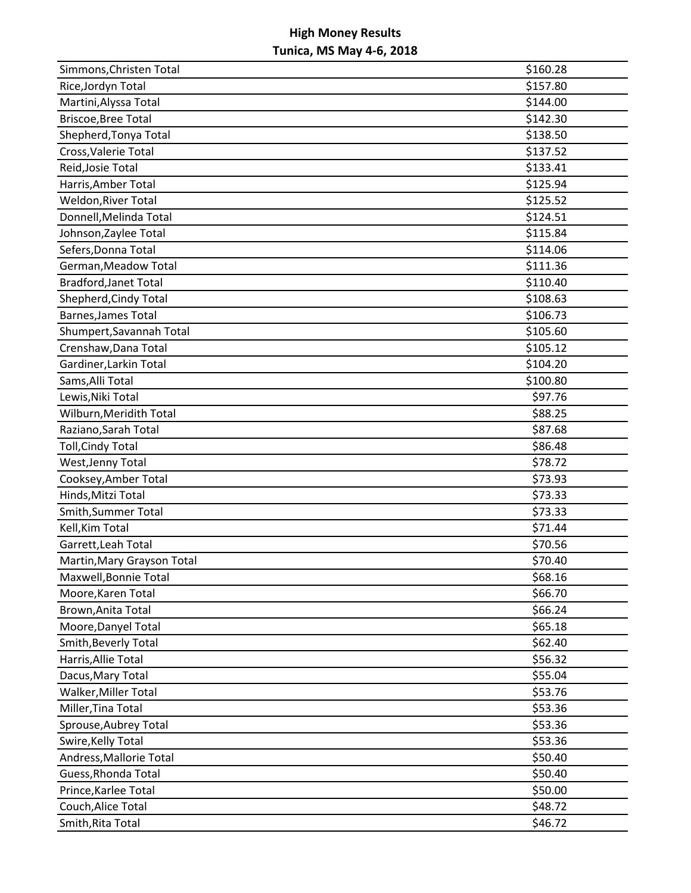# High Money Results

## Tunica, MS May 4-6, 2018

| | |
|---|---|
| Simmons,Christen Total | $160.28 |
| Rice,Jordyn Total | $157.80 |
| Martini,Alyssa Total | $144.00 |
| Briscoe,Bree Total | $142.30 |
| Shepherd,Tonya Total | $138.50 |
| Cross,Valerie Total | $137.52 |
| Reid,Josie Total | $133.41 |
| Harris,Amber Total | $125.94 |
| Weldon,River Total | $125.52 |
| Donnell,Melinda Total | $124.51 |
| Johnson,Zaylee Total | $115.84 |
| Sefers,Donna Total | $114.06 |
| German,Meadow Total | $111.36 |
| Bradford,Janet Total | $110.40 |
| Shepherd,Cindy Total | $108.63 |
| Barnes,James Total | $106.73 |
| Shumpert,Savannah Total | $105.60 |
| Crenshaw,Dana Total | $105.12 |
| Gardiner,Larkin Total | $104.20 |
| Sams,Alli Total | $100.80 |
| Lewis,Niki Total | $97.76 |
| Wilburn,Meridith Total | $88.25 |
| Raziano,Sarah Total | $87.68 |
| Toll,Cindy Total | $86.48 |
| West,Jenny Total | $78.72 |
| Cooksey,Amber Total | $73.93 |
| Hinds,Mitzi Total | $73.33 |
| Smith,Summer Total | $73.33 |
| Kell,Kim Total | $71.44 |
| Garrett,Leah Total | $70.56 |
| Martin,Mary Grayson Total | $70.40 |
| Maxwell,Bonnie Total | $68.16 |
| Moore,Karen Total | $66.70 |
| Brown,Anita Total | $66.24 |
| Moore,Danyel Total | $65.18 |
| Smith,Beverly Total | $62.40 |
| Harris,Allie Total | $56.32 |
| Dacus,Mary Total | $55.04 |
| Walker,Miller Total | $53.76 |
| Miller,Tina Total | $53.36 |
| Sprouse,Aubrey Total | $53.36 |
| Swire,Kelly Total | $53.36 |
| Andress,Mallorie Total | $50.40 |
| Guess,Rhonda Total | $50.40 |
| Prince,Karlee Total | $50.00 |
| Couch,Alice Total | $48.72 |
| Smith,Rita Total | $46.72 |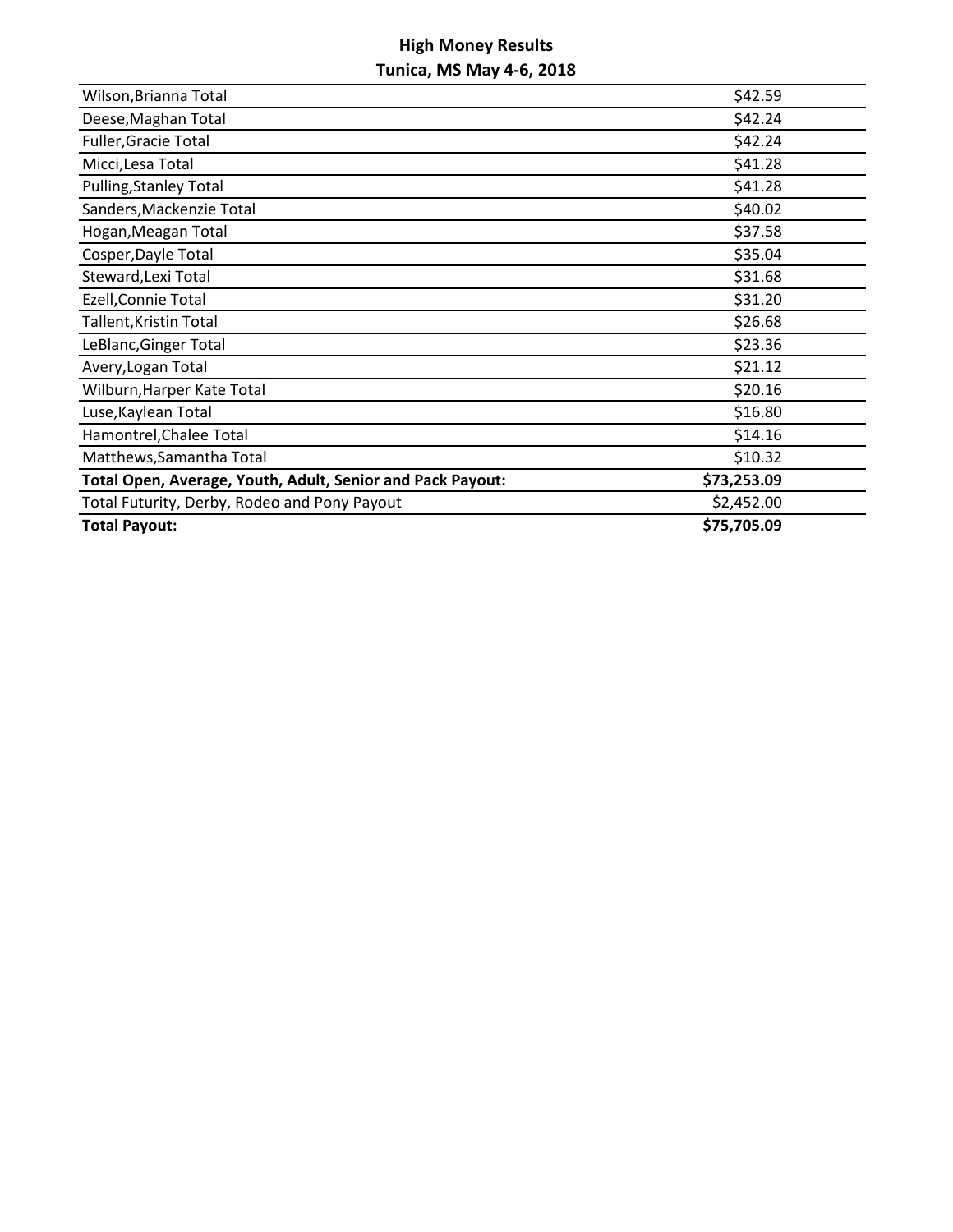**High Money Results**

**Tunica, MS May 4-6, 2018**

| | |
|---|---|
| Wilson,Brianna Total | $42.59 |
| Deese,Maghan Total | $42.24 |
| Fuller,Gracie Total | $42.24 |
| Micci,Lesa Total | $41.28 |
| Pulling,Stanley Total | $41.28 |
| Sanders,Mackenzie Total | $40.02 |
| Hogan,Meagan Total | $37.58 |
| Cosper,Dayle Total | $35.04 |
| Steward,Lexi Total | $31.68 |
| Ezell,Connie Total | $31.20 |
| Tallent,Kristin Total | $26.68 |
| LeBlanc,Ginger Total | $23.36 |
| Avery,Logan Total | $21.12 |
| Wilburn,Harper Kate Total | $20.16 |
| Luse,Kaylean Total | $16.80 |
| Hamontrel,Chalee Total | $14.16 |
| Matthews,Samantha Total | $10.32 |
| **Total Open, Average, Youth, Adult, Senior and Pack Payout:** | **$73,253.09** |
| Total Futurity, Derby, Rodeo and Pony Payout | $2,452.00 |
| **Total Payout:** | **$75,705.09** |